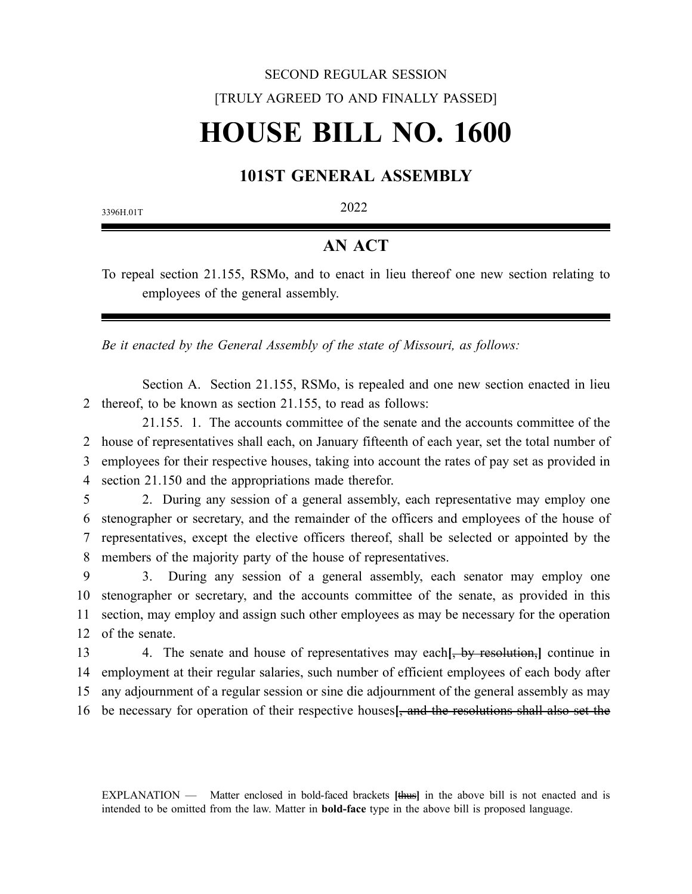SECOND REGULAR SESSION

[TRULY AGREED TO AND FINALLY PASSED]

# HOUSE BILL NO. 1600

## 101ST GENERAL ASSEMBLY

3396H.01T

2022

## AN ACT

To repeal section 21.155, RSMo, and to enact in lieu thereof one new section relating to employees of the general assembly.

*Be it enacted by the General Assembly of the state of Missouri, as follows:*

Section A. Section 21.155, RSMo, is repealed and one new section enacted in lieu thereof, to be known as section 21.155, to read as follows:

21.155. 1. The accounts committee of the senate and the accounts committee of the house of representatives shall each, on January fifteenth of each year, set the total number of employees for their respective houses, taking into account the rates of pay set as provided in section 21.150 and the appropriations made therefor.

2. During any session of a general assembly, each representative may employ one stenographer or secretary, and the remainder of the officers and employees of the house of representatives, except the elective officers thereof, shall be selected or appointed by the members of the majority party of the house of representatives.

3. During any session of a general assembly, each senator may employ one stenographer or secretary, and the accounts committee of the senate, as provided in this section, may employ and assign such other employees as may be necessary for the operation of the senate.

4. The senate and house of representatives may each **[~~, by resolution,~~]** continue in employment at their regular salaries, such number of efficient employees of each body after any adjournment of a regular session or sine die adjournment of the general assembly as may be necessary for operation of their respective houses **[~~, and the resolutions shall also set the~~**

EXPLANATION — Matter enclosed in bold-faced brackets **[~~thus~~]** in the above bill is not enacted and is intended to be omitted from the law. Matter in **bold-face** type in the above bill is proposed language.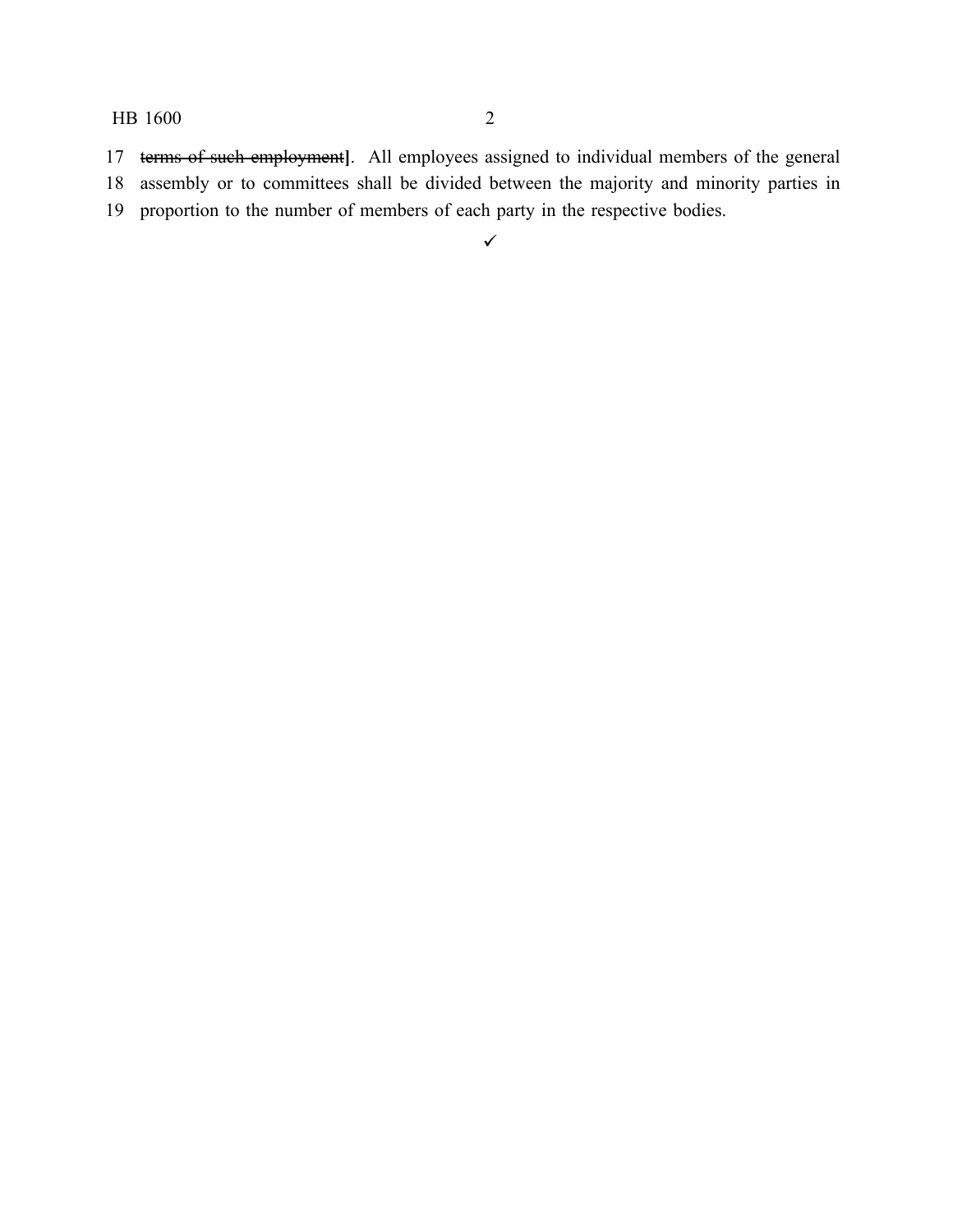17 ~~terms of such employment~~**]**. All employees assigned to individual members of the general
18 assembly or to committees shall be divided between the majority and minority parties in
19 proportion to the number of members of each party in the respective bodies.

✓